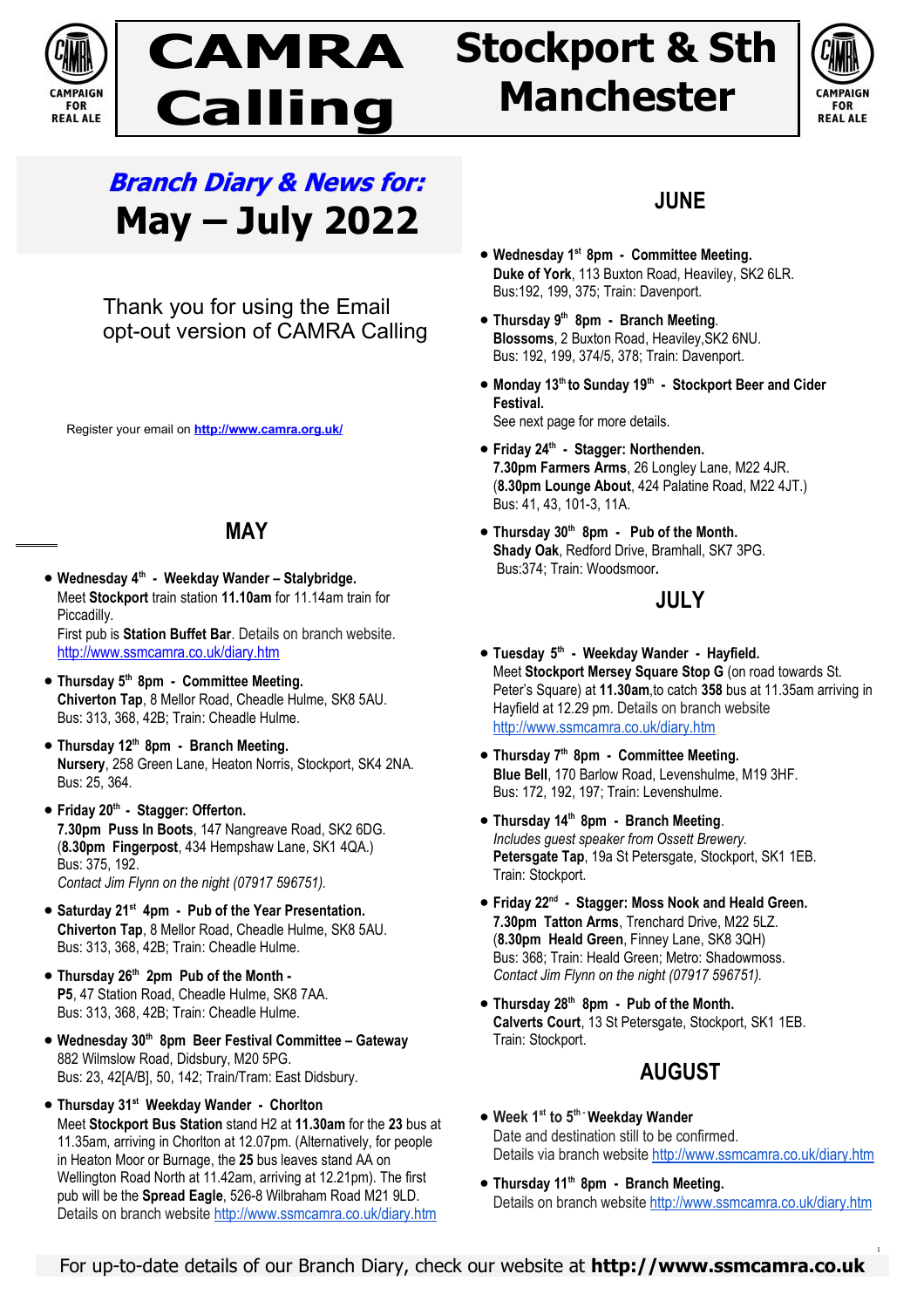# CAMRA Calling

# Stockport & Sth Manchester

CAMPAIGN FOR REAL ALE

## *Branch Diary & News for:*
## May – July 2022

Thank you for using the Email opt-out version of CAMRA Calling

Register your email on **http://www.camra.org.uk/**

## MAY

- **Wednesday 4th - Weekday Wander – Stalybridge.**
  Meet **Stockport** train station **11.10am** for 11.14am train for Piccadilly.
  First pub is **Station Buffet Bar**. Details on branch website. http://www.ssmcamra.co.uk/diary.htm
- **Thursday 5th 8pm - Committee Meeting.**
  **Chiverton Tap**, 8 Mellor Road, Cheadle Hulme, SK8 5AU.
  Bus: 313, 368, 42B; Train: Cheadle Hulme.
- **Thursday 12th 8pm - Branch Meeting.**
  **Nursery**, 258 Green Lane, Heaton Norris, Stockport, SK4 2NA.
  Bus: 25, 364.
- **Friday 20th - Stagger: Offerton.**
  **7.30pm Puss In Boots**, 147 Nangreave Road, SK2 6DG.
  (**8.30pm Fingerpost**, 434 Hempshaw Lane, SK1 4QA.)
  Bus: 375, 192.
  *Contact Jim Flynn on the night (07917 596751).*
- **Saturday 21st 4pm - Pub of the Year Presentation.**
  **Chiverton Tap**, 8 Mellor Road, Cheadle Hulme, SK8 5AU.
  Bus: 313, 368, 42B; Train: Cheadle Hulme.
- **Thursday 26th 2pm Pub of the Month -**
  **P5**, 47 Station Road, Cheadle Hulme, SK8 7AA.
  Bus: 313, 368, 42B; Train: Cheadle Hulme.
- **Wednesday 30th 8pm Beer Festival Committee – Gateway**
  882 Wilmslow Road, Didsbury, M20 5PG.
  Bus: 23, 42[A/B], 50, 142; Train/Tram: East Didsbury.
- **Thursday 31st Weekday Wander - Chorlton**
  Meet **Stockport Bus Station** stand H2 at **11.30am** for the **23** bus at 11.35am, arriving in Chorlton at 12.07pm. (Alternatively, for people in Heaton Moor or Burnage, the **25** bus leaves stand AA on Wellington Road North at 11.42am, arriving at 12.21pm). The first pub will be the **Spread Eagle**, 526-8 Wilbraham Road M21 9LD.
  Details on branch website http://www.ssmcamra.co.uk/diary.htm

## JUNE

- **Wednesday 1st 8pm - Committee Meeting.**
  **Duke of York**, 113 Buxton Road, Heaviley, SK2 6LR.
  Bus:192, 199, 375; Train: Davenport.
- **Thursday 9th 8pm - Branch Meeting.**
  **Blossoms**, 2 Buxton Road, Heaviley,SK2 6NU.
  Bus: 192, 199, 374/5, 378; Train: Davenport.
- **Monday 13th to Sunday 19th - Stockport Beer and Cider Festival.**
  See next page for more details.
- **Friday 24th - Stagger: Northenden.**
  **7.30pm Farmers Arms**, 26 Longley Lane, M22 4JR.
  (**8.30pm Lounge About**, 424 Palatine Road, M22 4JT.)
  Bus: 41, 43, 101-3, 11A.
- **Thursday 30th 8pm - Pub of the Month.**
  **Shady Oak**, Redford Drive, Bramhall, SK7 3PG.
  Bus:374; Train: Woodsmoor**.**

## JULY

- **Tuesday 5th - Weekday Wander - Hayfield.**
  Meet **Stockport Mersey Square Stop G** (on road towards St. Peter's Square) at **11.30am**,to catch **358** bus at 11.35am arriving in Hayfield at 12.29 pm. Details on branch website http://www.ssmcamra.co.uk/diary.htm
- **Thursday 7th 8pm - Committee Meeting.**
  **Blue Bell**, 170 Barlow Road, Levenshulme, M19 3HF.
  Bus: 172, 192, 197; Train: Levenshulme.
- **Thursday 14th 8pm - Branch Meeting.**
  *Includes guest speaker from Ossett Brewery.*
  **Petersgate Tap**, 19a St Petersgate, Stockport, SK1 1EB.
  Train: Stockport.
- **Friday 22nd - Stagger: Moss Nook and Heald Green.**
  **7.30pm Tatton Arms**, Trenchard Drive, M22 5LZ.
  (**8.30pm Heald Green**, Finney Lane, SK8 3QH)
  Bus: 368; Train: Heald Green; Metro: Shadowmoss.
  *Contact Jim Flynn on the night (07917 596751).*
- **Thursday 28th 8pm - Pub of the Month.**
  **Calverts Court**, 13 St Petersgate, Stockport, SK1 1EB.
  Train: Stockport.

## AUGUST

- **Week 1st to 5th - Weekday Wander**
  Date and destination still to be confirmed.
  Details via branch website http://www.ssmcamra.co.uk/diary.htm
- **Thursday 11th 8pm - Branch Meeting.**
  Details on branch website http://www.ssmcamra.co.uk/diary.htm

For up-to-date details of our Branch Diary, check our website at **http://www.ssmcamra.co.uk**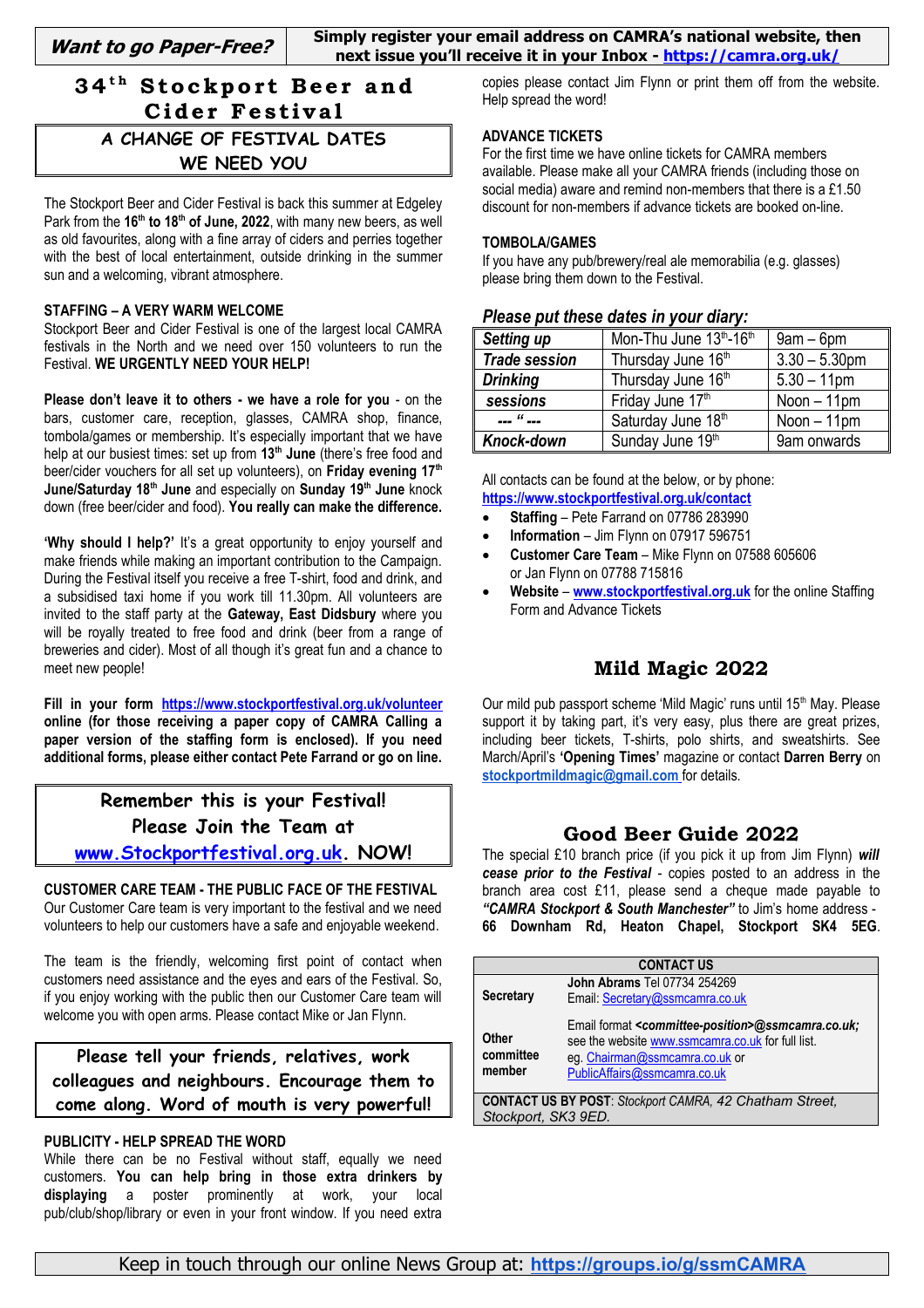**Want to go Paper-Free?** | **Simply register your email address on CAMRA's national website, then next issue you'll receive it in your Inbox - https://camra.org.uk/**

# 34th Stockport Beer and Cider Festival

## A CHANGE OF FESTIVAL DATES WE NEED YOU

The Stockport Beer and Cider Festival is back this summer at Edgeley Park from the **16th to 18th of June, 2022**, with many new beers, as well as old favourites, along with a fine array of ciders and perries together with the best of local entertainment, outside drinking in the summer sun and a welcoming, vibrant atmosphere.

**STAFFING – A VERY WARM WELCOME**

Stockport Beer and Cider Festival is one of the largest local CAMRA festivals in the North and we need over 150 volunteers to run the Festival. **WE URGENTLY NEED YOUR HELP!**

**Please don't leave it to others - we have a role for you** - on the bars, customer care, reception, glasses, CAMRA shop, finance, tombola/games or membership. It's especially important that we have help at our busiest times: set up from **13th June** (there's free food and beer/cider vouchers for all set up volunteers), on **Friday evening 17th June/Saturday 18th June** and especially on **Sunday 19th June** knock down (free beer/cider and food). **You really can make the difference.**

**'Why should I help?'** It's a great opportunity to enjoy yourself and make friends while making an important contribution to the Campaign. During the Festival itself you receive a free T-shirt, food and drink, and a subsidised taxi home if you work till 11.30pm. All volunteers are invited to the staff party at the **Gateway, East Didsbury** where you will be royally treated to free food and drink (beer from a range of breweries and cider). Most of all though it's great fun and a chance to meet new people!

**Fill in your form https://www.stockportfestival.org.uk/volunteer online (for those receiving a paper copy of CAMRA Calling a paper version of the staffing form is enclosed). If you need additional forms, please either contact Pete Farrand or go on line.**

**Remember this is your Festival! Please Join the Team at www.Stockportfestival.org.uk. NOW!**

**CUSTOMER CARE TEAM - THE PUBLIC FACE OF THE FESTIVAL**

Our Customer Care team is very important to the festival and we need volunteers to help our customers have a safe and enjoyable weekend.

The team is the friendly, welcoming first point of contact when customers need assistance and the eyes and ears of the Festival. So, if you enjoy working with the public then our Customer Care team will welcome you with open arms. Please contact Mike or Jan Flynn.

**Please tell your friends, relatives, work colleagues and neighbours. Encourage them to come along. Word of mouth is very powerful!**

**PUBLICITY - HELP SPREAD THE WORD**

While there can be no Festival without staff, equally we need customers. **You can help bring in those extra drinkers by displaying** a poster prominently at work, your local pub/club/shop/library or even in your front window. If you need extra copies please contact Jim Flynn or print them off from the website. Help spread the word!

**ADVANCE TICKETS**

For the first time we have online tickets for CAMRA members available. Please make all your CAMRA friends (including those on social media) aware and remind non-members that there is a £1.50 discount for non-members if advance tickets are booked on-line.

**TOMBOLA/GAMES**

If you have any pub/brewery/real ale memorabilia (e.g. glasses) please bring them down to the Festival.

***Please put these dates in your diary:***

| | | |
|---|---|---|
| ***Setting up*** | Mon-Thu June 13th-16th | 9am – 6pm |
| ***Trade session*** | Thursday June 16th | 3.30 – 5.30pm |
| ***Drinking*** | Thursday June 16th | 5.30 – 11pm |
| ***sessions*** | Friday June 17th | Noon – 11pm |
| ***--- " ---*** | Saturday June 18th | Noon – 11pm |
| ***Knock-down*** | Sunday June 19th | 9am onwards |

All contacts can be found at the below, or by phone:
**https://www.stockportfestival.org.uk/contact**

- **Staffing** – Pete Farrand on 07786 283990
- **Information** – Jim Flynn on 07917 596751
- **Customer Care Team** – Mike Flynn on 07588 605606 or Jan Flynn on 07788 715816
- **Website** – **www.stockportfestival.org.uk** for the online Staffing Form and Advance Tickets

## Mild Magic 2022

Our mild pub passport scheme 'Mild Magic' runs until 15th May. Please support it by taking part, it's very easy, plus there are great prizes, including beer tickets, T-shirts, polo shirts, and sweatshirts. See March/April's **'Opening Times'** magazine or contact **Darren Berry** on **stockportmildmagic@gmail.com** for details.

## Good Beer Guide 2022

The special £10 branch price (if you pick it up from Jim Flynn) ***will cease prior to the Festival*** - copies posted to an address in the branch area cost £11, please send a cheque made payable to ***"CAMRA Stockport & South Manchester"*** to Jim's home address - **66 Downham Rd, Heaton Chapel, Stockport SK4 5EG**.

| **CONTACT US** | |
|---|---|
| **Secretary** | **John Abrams** Tel 07734 254269<br>Email: Secretary@ssmcamra.co.uk |
| **Other committee member** | Email format ***<committee-position>@ssmcamra.co.uk;*** see the website www.ssmcamra.co.uk for full list.<br>eg. Chairman@ssmcamra.co.uk or PublicAffairs@ssmcamra.co.uk |
| **CONTACT US BY POST**: *Stockport CAMRA, 42 Chatham Street, Stockport, SK3 9ED.* | |

Keep in touch through our online News Group at: **https://groups.io/g/ssmCAMRA**